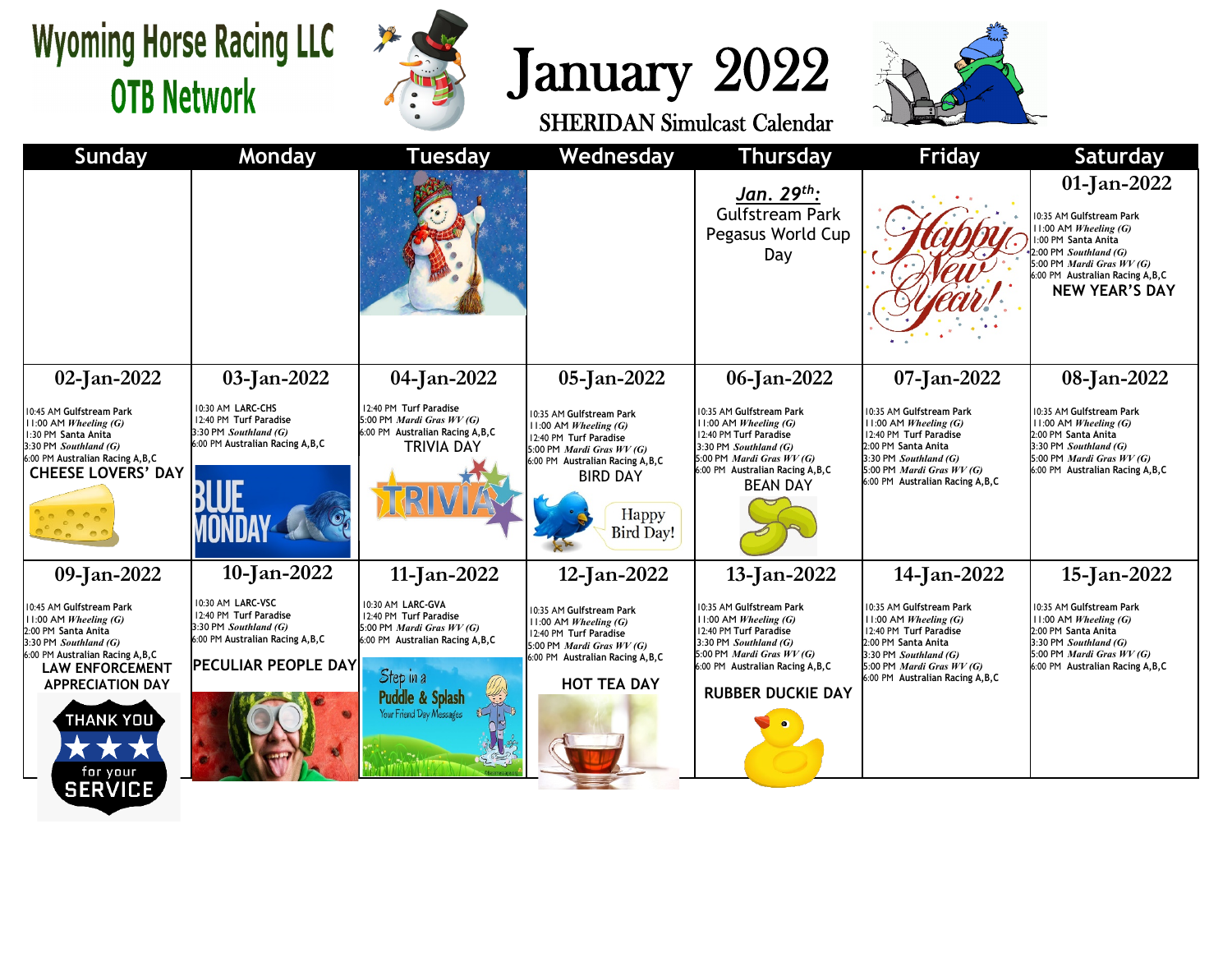# Wyoming Horse Racing LLC OTB Network

# January 2022

## SHERIDAN Simulcast Calendar

| Sunday | Monday | Tuesday | Wednesday | Thursday | Friday | Saturday |
|---|---|---|---|---|---|---|
| | | | | ***Jan. 29th:*** Gulfstream Park Pegasus World Cup Day | Happy New Year! | **01-Jan-2022**<br>10:35 AM Gulfstream Park<br>11:00 AM *Wheeling (G)*<br>1:00 PM Santa Anita<br>2:00 PM *Southland (G)*<br>5:00 PM *Mardi Gras WV (G)*<br>6:00 PM Australian Racing A,B,C<br>**NEW YEAR'S DAY** |
| **02-Jan-2022**<br>10:45 AM Gulfstream Park<br>11:00 AM *Wheeling (G)*<br>1:30 PM Santa Anita<br>3:30 PM *Southland (G)*<br>6:00 PM Australian Racing A,B,C<br>**CHEESE LOVERS' DAY** | **03-Jan-2022**<br>10:30 AM LARC-CHS<br>12:40 PM Turf Paradise<br>3:30 PM *Southland (G)*<br>6:00 PM Australian Racing A,B,C<br>BLUE MONDAY | **04-Jan-2022**<br>12:40 PM Turf Paradise<br>5:00 PM *Mardi Gras WV (G)*<br>6:00 PM Australian Racing A,B,C<br>TRIVIA DAY | **05-Jan-2022**<br>10:35 AM Gulfstream Park<br>11:00 AM *Wheeling (G)*<br>12:40 PM Turf Paradise<br>5:00 PM *Mardi Gras WV (G)*<br>6:00 PM Australian Racing A,B,C<br>BIRD DAY<br>Happy Bird Day! | **06-Jan-2022**<br>10:35 AM Gulfstream Park<br>11:00 AM *Wheeling (G)*<br>12:40 PM Turf Paradise<br>3:30 PM *Southland (G)*<br>5:00 PM *Mardi Gras WV (G)*<br>6:00 PM Australian Racing A,B,C<br>BEAN DAY | **07-Jan-2022**<br>10:35 AM Gulfstream Park<br>11:00 AM *Wheeling (G)*<br>12:40 PM Turf Paradise<br>2:00 PM Santa Anita<br>3:30 PM *Southland (G)*<br>5:00 PM *Mardi Gras WV (G)*<br>6:00 PM Australian Racing A,B,C | **08-Jan-2022**<br>10:35 AM Gulfstream Park<br>11:00 AM *Wheeling (G)*<br>2:00 PM Santa Anita<br>3:30 PM *Southland (G)*<br>5:00 PM *Mardi Gras WV (G)*<br>6:00 PM Australian Racing A,B,C |
| **09-Jan-2022**<br>10:45 AM Gulfstream Park<br>11:00 AM *Wheeling (G)*<br>2:00 PM Santa Anita<br>3:30 PM *Southland (G)*<br>6:00 PM Australian Racing A,B,C<br>**LAW ENFORCEMENT APPRECIATION DAY**<br>THANK YOU for your SERVICE | **10-Jan-2022**<br>10:30 AM LARC-VSC<br>12:40 PM Turf Paradise<br>3:30 PM *Southland (G)*<br>6:00 PM Australian Racing A,B,C<br>**PECULIAR PEOPLE DAY** | **11-Jan-2022**<br>10:30 AM LARC-GVA<br>12:40 PM Turf Paradise<br>5:00 PM *Mardi Gras WV (G)*<br>6:00 PM Australian Racing A,B,C<br>Step in a Puddle & Splash | **12-Jan-2022**<br>10:35 AM Gulfstream Park<br>11:00 AM *Wheeling (G)*<br>12:40 PM Turf Paradise<br>5:00 PM *Mardi Gras WV (G)*<br>6:00 PM Australian Racing A,B,C<br>**HOT TEA DAY** | **13-Jan-2022**<br>10:35 AM Gulfstream Park<br>11:00 AM *Wheeling (G)*<br>12:40 PM Turf Paradise<br>3:30 PM *Southland (G)*<br>5:00 PM *Mardi Gras WV (G)*<br>6:00 PM Australian Racing A,B,C<br>**RUBBER DUCKIE DAY** | **14-Jan-2022**<br>10:35 AM Gulfstream Park<br>11:00 AM *Wheeling (G)*<br>12:40 PM Turf Paradise<br>2:00 PM Santa Anita<br>3:30 PM *Southland (G)*<br>5:00 PM *Mardi Gras WV (G)*<br>6:00 PM Australian Racing A,B,C | **15-Jan-2022**<br>10:35 AM Gulfstream Park<br>11:00 AM *Wheeling (G)*<br>2:00 PM Santa Anita<br>3:30 PM *Southland (G)*<br>5:00 PM *Mardi Gras WV (G)*<br>6:00 PM Australian Racing A,B,C |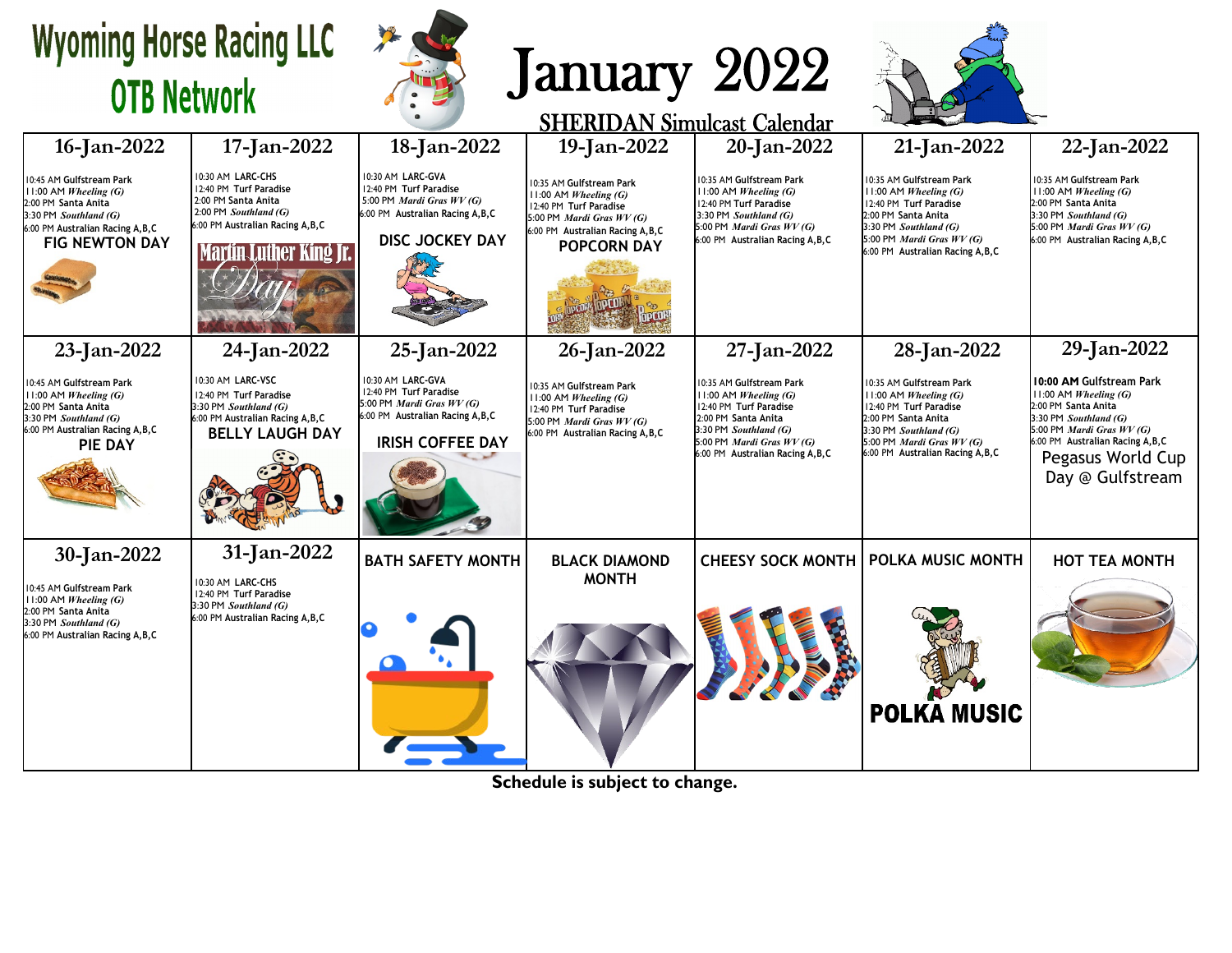# Wyoming Horse Racing LLC
## OTB Network

# January 2022

## SHERIDAN Simulcast Calendar

| 16-Jan-2022 | 17-Jan-2022 | 18-Jan-2022 | 19-Jan-2022 | 20-Jan-2022 | 21-Jan-2022 | 22-Jan-2022 |
|---|---|---|---|---|---|---|
| 10:45 AM Gulfstream Park<br>11:00 AM *Wheeling (G)*<br>2:00 PM Santa Anita<br>3:30 PM *Southland (G)*<br>6:00 PM Australian Racing A,B,C<br>**FIG NEWTON DAY** | 10:30 AM LARC-CHS<br>12:40 PM Turf Paradise<br>2:00 PM Santa Anita<br>2:00 PM *Southland (G)*<br>6:00 PM Australian Racing A,B,C<br>Martin Luther King Jr. Day | 10:30 AM LARC-GVA<br>12:40 PM Turf Paradise<br>5:00 PM *Mardi Gras WV (G)*<br>6:00 PM Australian Racing A,B,C<br>**DISC JOCKEY DAY** | 10:35 AM Gulfstream Park<br>11:00 AM *Wheeling (G)*<br>12:40 PM Turf Paradise<br>5:00 PM *Mardi Gras WV (G)*<br>6:00 PM Australian Racing A,B,C<br>**POPCORN DAY** | 10:35 AM Gulfstream Park<br>11:00 AM *Wheeling (G)*<br>12:40 PM Turf Paradise<br>3:30 PM *Southland (G)*<br>5:00 PM *Mardi Gras WV (G)*<br>6:00 PM Australian Racing A,B,C | 10:35 AM Gulfstream Park<br>11:00 AM *Wheeling (G)*<br>12:40 PM Turf Paradise<br>2:00 PM Santa Anita<br>3:30 PM *Southland (G)*<br>5:00 PM *Mardi Gras WV (G)*<br>6:00 PM Australian Racing A,B,C | 10:35 AM Gulfstream Park<br>11:00 AM *Wheeling (G)*<br>2:00 PM Santa Anita<br>3:30 PM *Southland (G)*<br>5:00 PM *Mardi Gras WV (G)*<br>6:00 PM Australian Racing A,B,C |
| **23-Jan-2022** | **24-Jan-2022** | **25-Jan-2022** | **26-Jan-2022** | **27-Jan-2022** | **28-Jan-2022** | **29-Jan-2022** |
| 10:45 AM Gulfstream Park<br>11:00 AM *Wheeling (G)*<br>2:00 PM Santa Anita<br>3:30 PM *Southland (G)*<br>6:00 PM Australian Racing A,B,C<br>**PIE DAY** | 10:30 AM LARC-VSC<br>12:40 PM Turf Paradise<br>3:30 PM *Southland (G)*<br>6:00 PM Australian Racing A,B,C<br>**BELLY LAUGH DAY** | 10:30 AM LARC-GVA<br>12:40 PM Turf Paradise<br>5:00 PM *Mardi Gras WV (G)*<br>6:00 PM Australian Racing A,B,C<br>**IRISH COFFEE DAY** | 10:35 AM Gulfstream Park<br>11:00 AM *Wheeling (G)*<br>12:40 PM Turf Paradise<br>5:00 PM *Mardi Gras WV (G)*<br>6:00 PM Australian Racing A,B,C | 10:35 AM Gulfstream Park<br>11:00 AM *Wheeling (G)*<br>12:40 PM Turf Paradise<br>2:00 PM Santa Anita<br>3:30 PM *Southland (G)*<br>5:00 PM *Mardi Gras WV (G)*<br>6:00 PM Australian Racing A,B,C | 10:35 AM Gulfstream Park<br>11:00 AM *Wheeling (G)*<br>12:40 PM Turf Paradise<br>2:00 PM Santa Anita<br>3:30 PM *Southland (G)*<br>5:00 PM *Mardi Gras WV (G)*<br>6:00 PM Australian Racing A,B,C | **10:00 AM** Gulfstream Park<br>11:00 AM *Wheeling (G)*<br>2:00 PM Santa Anita<br>3:30 PM *Southland (G)*<br>5:00 PM *Mardi Gras WV (G)*<br>6:00 PM Australian Racing A,B,C<br>Pegasus World Cup Day @ Gulfstream |
| **30-Jan-2022** | **31-Jan-2022** | **BATH SAFETY MONTH** | **BLACK DIAMOND MONTH** | **CHEESY SOCK MONTH** | **POLKA MUSIC MONTH** | **HOT TEA MONTH** |
| 10:45 AM Gulfstream Park<br>11:00 AM *Wheeling (G)*<br>2:00 PM Santa Anita<br>3:30 PM *Southland (G)*<br>6:00 PM Australian Racing A,B,C | 10:30 AM LARC-CHS<br>12:40 PM Turf Paradise<br>3:30 PM *Southland (G)*<br>6:00 PM Australian Racing A,B,C | | | | POLKA MUSIC | |

**Schedule is subject to change.**